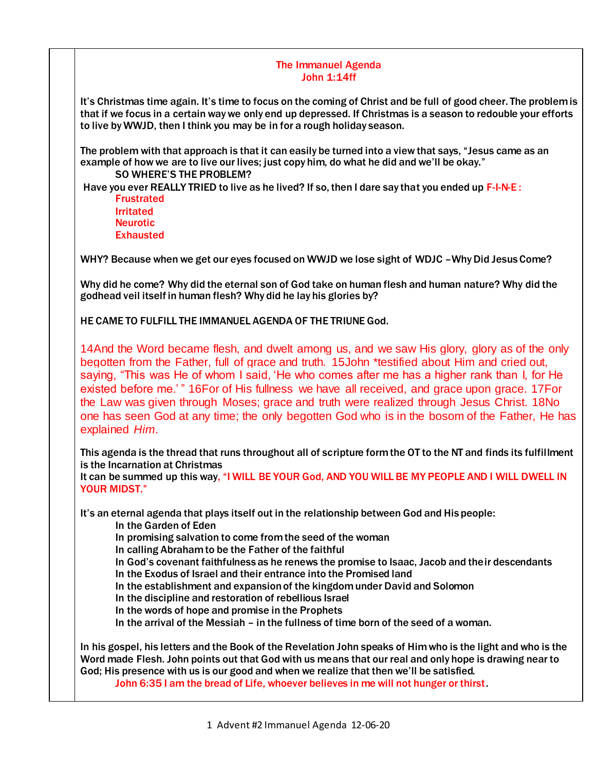## The Immanuel Agenda
## John 1:14ff

It's Christmas time again. It's time to focus on the coming of Christ and be full of good cheer. The problem is that if we focus in a certain way we only end up depressed. If Christmas is a season to redouble your efforts to live by WWJD, then I think you may be in for a rough holiday season.

The problem with that approach is that it can easily be turned into a view that says, "Jesus came as an example of how we are to live our lives; just copy him, do what he did and we'll be okay."

SO WHERE'S THE PROBLEM?

Have you ever REALLY TRIED to live as he lived? If so, then I dare say that you ended up F-I-N-E :

- Frustrated
- Irritated
- Neurotic
- Exhausted

WHY? Because when we get our eyes focused on WWJD we lose sight of WDJC – Why Did Jesus Come?

Why did he come? Why did the eternal son of God take on human flesh and human nature? Why did the godhead veil itself in human flesh? Why did he lay his glories by?

HE CAME TO FULFILL THE IMMANUEL AGENDA OF THE TRIUNE God.

14And the Word became flesh, and dwelt among us, and we saw His glory, glory as of the only begotten from the Father, full of grace and truth. 15John *testified about Him and cried out, saying, "This was He of whom I said, 'He who comes after me has a higher rank than I, for He existed before me.'" 16For of His fullness we have all received, and grace upon grace. 17For the Law was given through Moses; grace and truth were realized through Jesus Christ. 18No one has seen God at any time; the only begotten God who is in the bosom of the Father, He has explained *Him*.

This agenda is the thread that runs throughout all of scripture form the OT to the NT and finds its fulfillment is the Incarnation at Christmas

It can be summed up this way, "I WILL BE YOUR God, AND YOU WILL BE MY PEOPLE AND I WILL DWELL IN YOUR MIDST."

It's an eternal agenda that plays itself out in the relationship between God and His people:

- In the Garden of Eden
- In promising salvation to come from the seed of the woman
- In calling Abraham to be the Father of the faithful
- In God's covenant faithfulness as he renews the promise to Isaac, Jacob and their descendants
- In the Exodus of Israel and their entrance into the Promised land
- In the establishment and expansion of the kingdom under David and Solomon
- In the discipline and restoration of rebellious Israel
- In the words of hope and promise in the Prophets
- In the arrival of the Messiah – in the fullness of time born of the seed of a woman.

In his gospel, his letters and the Book of the Revelation John speaks of Him who is the light and who is the Word made Flesh. John points out that God with us means that our real and only hope is drawing near to God; His presence with us is our good and when we realize that then we'll be satisfied.

John 6:35 I am the bread of Life, whoever believes in me will not hunger or thirst.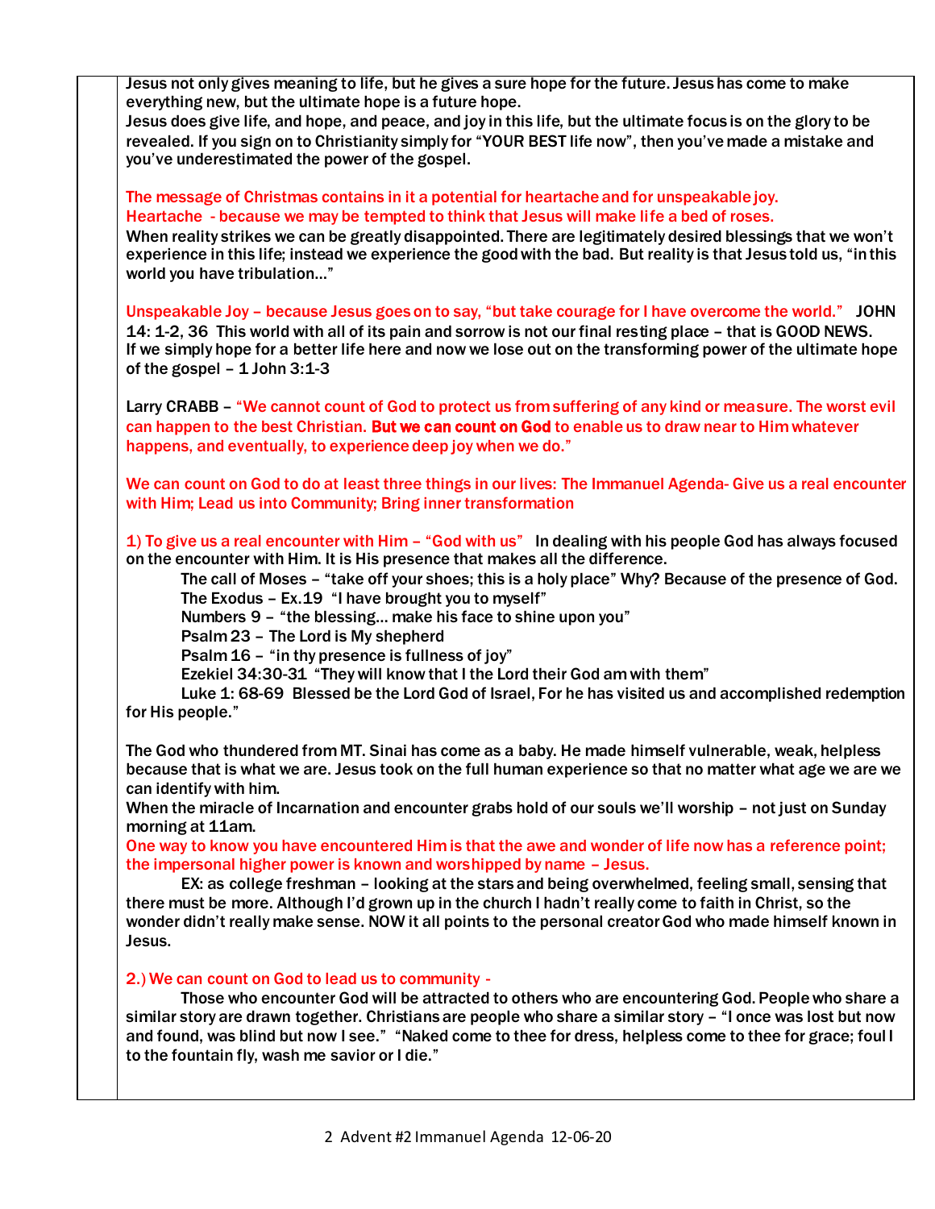Jesus not only gives meaning to life, but he gives a sure hope for the future. Jesus has come to make everything new, but the ultimate hope is a future hope.

Jesus does give life, and hope, and peace, and joy in this life, but the ultimate focus is on the glory to be revealed. If you sign on to Christianity simply for "YOUR BEST life now", then you've made a mistake and you've underestimated the power of the gospel.

The message of Christmas contains in it a potential for heartache and for unspeakable joy.
Heartache - because we may be tempted to think that Jesus will make life a bed of roses.
When reality strikes we can be greatly disappointed. There are legitimately desired blessings that we won't experience in this life; instead we experience the good with the bad. But reality is that Jesus told us, "in this world you have tribulation…"

Unspeakable Joy – because Jesus goes on to say, "but take courage for I have overcome the world." JOHN 14: 1-2, 36 This world with all of its pain and sorrow is not our final resting place – that is GOOD NEWS. If we simply hope for a better life here and now we lose out on the transforming power of the ultimate hope of the gospel – 1 John 3:1-3

Larry CRABB – "We cannot count of God to protect us from suffering of any kind or measure. The worst evil can happen to the best Christian. **But we can count on God** to enable us to draw near to Him whatever happens, and eventually, to experience deep joy when we do."

We can count on God to do at least three things in our lives: The Immanuel Agenda- Give us a real encounter with Him; Lead us into Community; Bring inner transformation

1) To give us a real encounter with Him – "God with us" In dealing with his people God has always focused on the encounter with Him. It is His presence that makes all the difference.

The call of Moses – "take off your shoes; this is a holy place" Why? Because of the presence of God.
The Exodus – Ex.19 "I have brought you to myself"
Numbers 9 – "the blessing… make his face to shine upon you"
Psalm 23 – The Lord is My shepherd
Psalm 16 – "in thy presence is fullness of joy"
Ezekiel 34:30-31 "They will know that I the Lord their God am with them"
Luke 1: 68-69 Blessed be the Lord God of Israel, For he has visited us and accomplished redemption for His people."

The God who thundered from MT. Sinai has come as a baby. He made himself vulnerable, weak, helpless because that is what we are. Jesus took on the full human experience so that no matter what age we are we can identify with him.

When the miracle of Incarnation and encounter grabs hold of our souls we'll worship – not just on Sunday morning at 11am.

One way to know you have encountered Him is that the awe and wonder of life now has a reference point; the impersonal higher power is known and worshipped by name – Jesus.

EX: as college freshman – looking at the stars and being overwhelmed, feeling small, sensing that there must be more. Although I'd grown up in the church I hadn't really come to faith in Christ, so the wonder didn't really make sense. NOW it all points to the personal creator God who made himself known in Jesus.

2.) We can count on God to lead us to community -

Those who encounter God will be attracted to others who are encountering God. People who share a similar story are drawn together. Christians are people who share a similar story – "I once was lost but now and found, was blind but now I see." "Naked come to thee for dress, helpless come to thee for grace; foul I to the fountain fly, wash me savior or I die."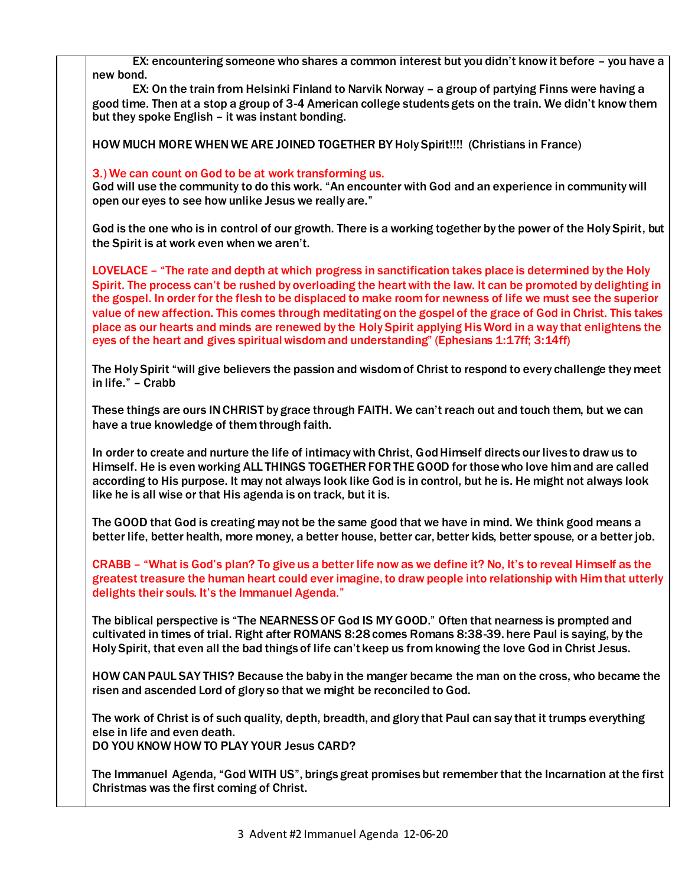EX: encountering someone who shares a common interest but you didn't know it before – you have a new bond.

EX: On the train from Helsinki Finland to Narvik Norway – a group of partying Finns were having a good time. Then at a stop a group of 3-4 American college students gets on the train. We didn't know them but they spoke English – it was instant bonding.

HOW MUCH MORE WHEN WE ARE JOINED TOGETHER BY Holy Spirit!!!! (Christians in France)

3.) We can count on God to be at work transforming us.
God will use the community to do this work. "An encounter with God and an experience in community will open our eyes to see how unlike Jesus we really are."

God is the one who is in control of our growth. There is a working together by the power of the Holy Spirit, but the Spirit is at work even when we aren't.

LOVELACE – "The rate and depth at which progress in sanctification takes place is determined by the Holy Spirit. The process can't be rushed by overloading the heart with the law. It can be promoted by delighting in the gospel. In order for the flesh to be displaced to make room for newness of life we must see the superior value of new affection. This comes through meditating on the gospel of the grace of God in Christ. This takes place as our hearts and minds are renewed by the Holy Spirit applying His Word in a way that enlightens the eyes of the heart and gives spiritual wisdom and understanding" (Ephesians 1:17ff; 3:14ff)

The Holy Spirit "will give believers the passion and wisdom of Christ to respond to every challenge they meet in life." – Crabb

These things are ours IN CHRIST by grace through FAITH. We can't reach out and touch them, but we can have a true knowledge of them through faith.

In order to create and nurture the life of intimacy with Christ, God Himself directs our lives to draw us to Himself. He is even working ALL THINGS TOGETHER FOR THE GOOD for those who love him and are called according to His purpose. It may not always look like God is in control, but he is. He might not always look like he is all wise or that His agenda is on track, but it is.

The GOOD that God is creating may not be the same good that we have in mind. We think good means a better life, better health, more money, a better house, better car, better kids, better spouse, or a better job.

CRABB – "What is God's plan? To give us a better life now as we define it? No, It's to reveal Himself as the greatest treasure the human heart could ever imagine, to draw people into relationship with Him that utterly delights their souls. It's the Immanuel Agenda."

The biblical perspective is "The NEARNESS OF God IS MY GOOD." Often that nearness is prompted and cultivated in times of trial. Right after ROMANS 8:28 comes Romans 8:38-39. here Paul is saying, by the Holy Spirit, that even all the bad things of life can't keep us from knowing the love God in Christ Jesus.

HOW CAN PAUL SAY THIS? Because the baby in the manger became the man on the cross, who became the risen and ascended Lord of glory so that we might be reconciled to God.

The work of Christ is of such quality, depth, breadth, and glory that Paul can say that it trumps everything else in life and even death.
DO YOU KNOW HOW TO PLAY YOUR Jesus CARD?

The Immanuel Agenda, "God WITH US", brings great promises but remember that the Incarnation at the first Christmas was the first coming of Christ.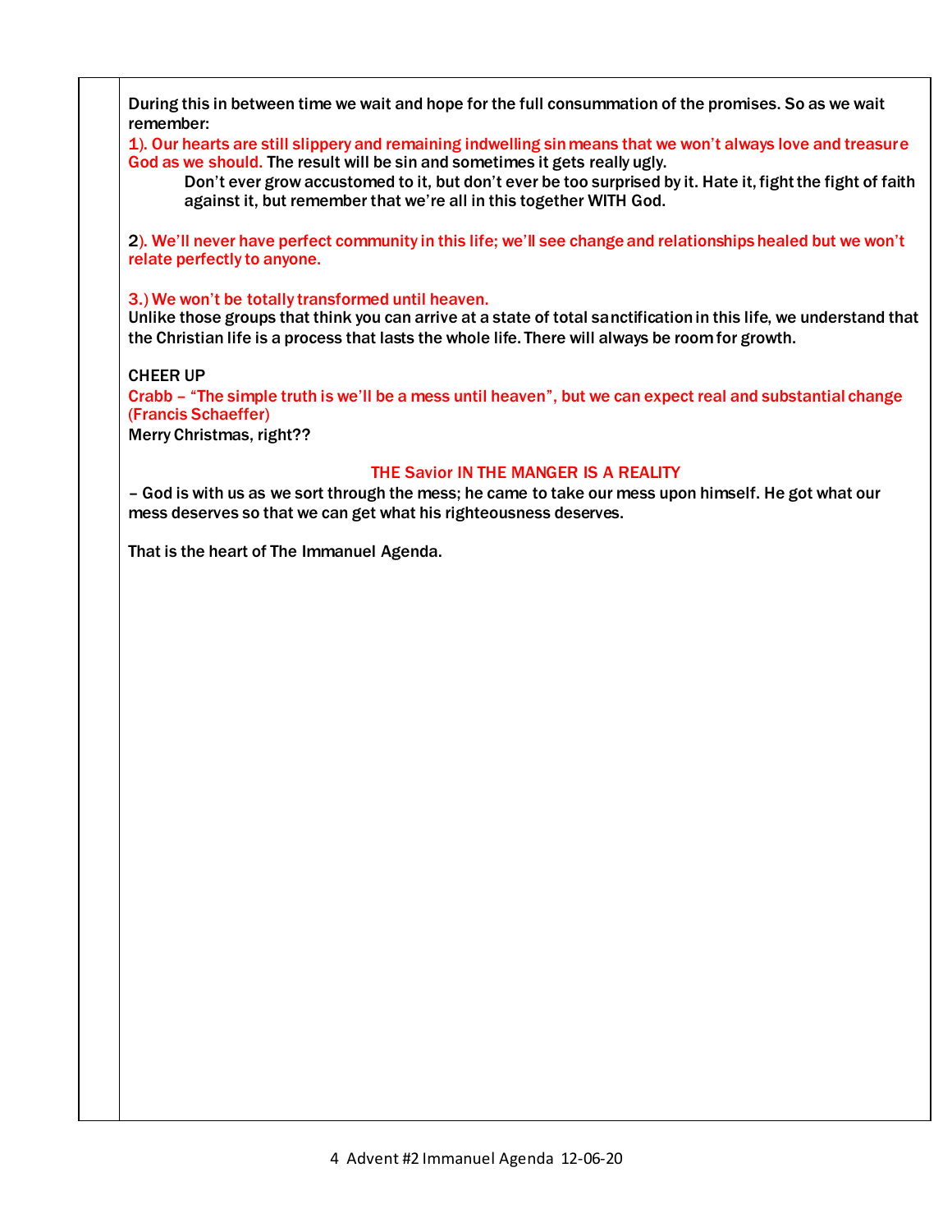During this in between time we wait and hope for the full consummation of the promises. So as we wait remember:

1). Our hearts are still slippery and remaining indwelling sin means that we won't always love and treasure God as we should. The result will be sin and sometimes it gets really ugly.

> Don't ever grow accustomed to it, but don't ever be too surprised by it. Hate it, fight the fight of faith against it, but remember that we're all in this together WITH God.

2). We'll never have perfect community in this life; we'll see change and relationships healed but we won't relate perfectly to anyone.

3.) We won't be totally transformed until heaven.
Unlike those groups that think you can arrive at a state of total sanctification in this life, we understand that the Christian life is a process that lasts the whole life. There will always be room for growth.

CHEER UP
Crabb – "The simple truth is we'll be a mess until heaven", but we can expect real and substantial change (Francis Schaeffer)
Merry Christmas, right??

THE Savior IN THE MANGER IS A REALITY

– God is with us as we sort through the mess; he came to take our mess upon himself. He got what our mess deserves so that we can get what his righteousness deserves.

That is the heart of The Immanuel Agenda.